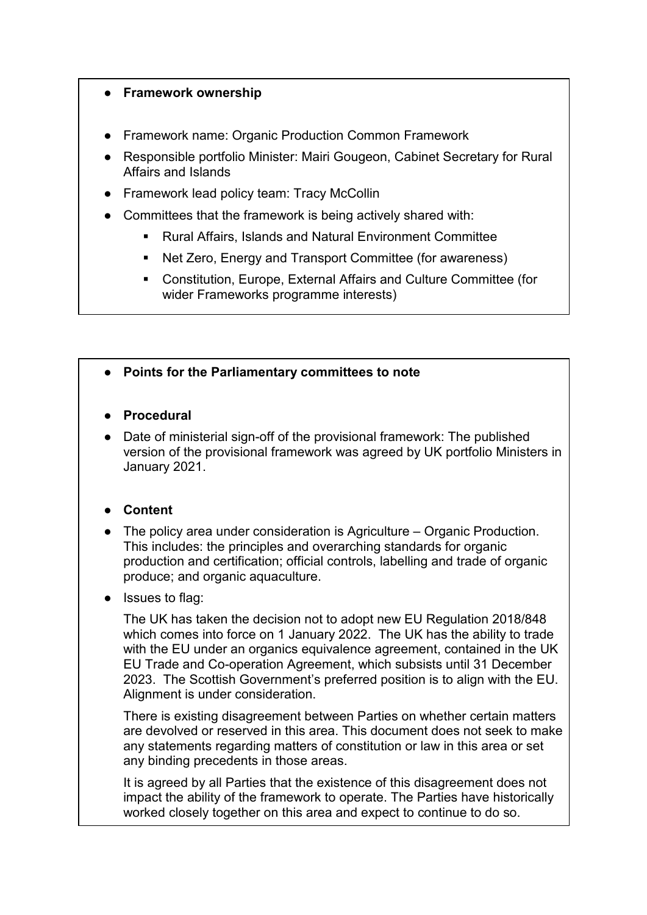- **Framework ownership**

- Framework name: Organic Production Common Framework
- Responsible portfolio Minister: Mairi Gougeon, Cabinet Secretary for Rural Affairs and Islands
- Framework lead policy team: Tracy McCollin
- Committees that the framework is being actively shared with:
  - Rural Affairs, Islands and Natural Environment Committee
  - Net Zero, Energy and Transport Committee (for awareness)
  - Constitution, Europe, External Affairs and Culture Committee (for wider Frameworks programme interests)

- **Points for the Parliamentary committees to note**

- **Procedural**
- Date of ministerial sign-off of the provisional framework: The published version of the provisional framework was agreed by UK portfolio Ministers in January 2021.

- **Content**
- The policy area under consideration is Agriculture – Organic Production. This includes: the principles and overarching standards for organic production and certification; official controls, labelling and trade of organic produce; and organic aquaculture.
- Issues to flag:

  The UK has taken the decision not to adopt new EU Regulation 2018/848 which comes into force on 1 January 2022. The UK has the ability to trade with the EU under an organics equivalence agreement, contained in the UK EU Trade and Co-operation Agreement, which subsists until 31 December 2023. The Scottish Government's preferred position is to align with the EU. Alignment is under consideration.

  There is existing disagreement between Parties on whether certain matters are devolved or reserved in this area. This document does not seek to make any statements regarding matters of constitution or law in this area or set any binding precedents in those areas.

  It is agreed by all Parties that the existence of this disagreement does not impact the ability of the framework to operate. The Parties have historically worked closely together on this area and expect to continue to do so.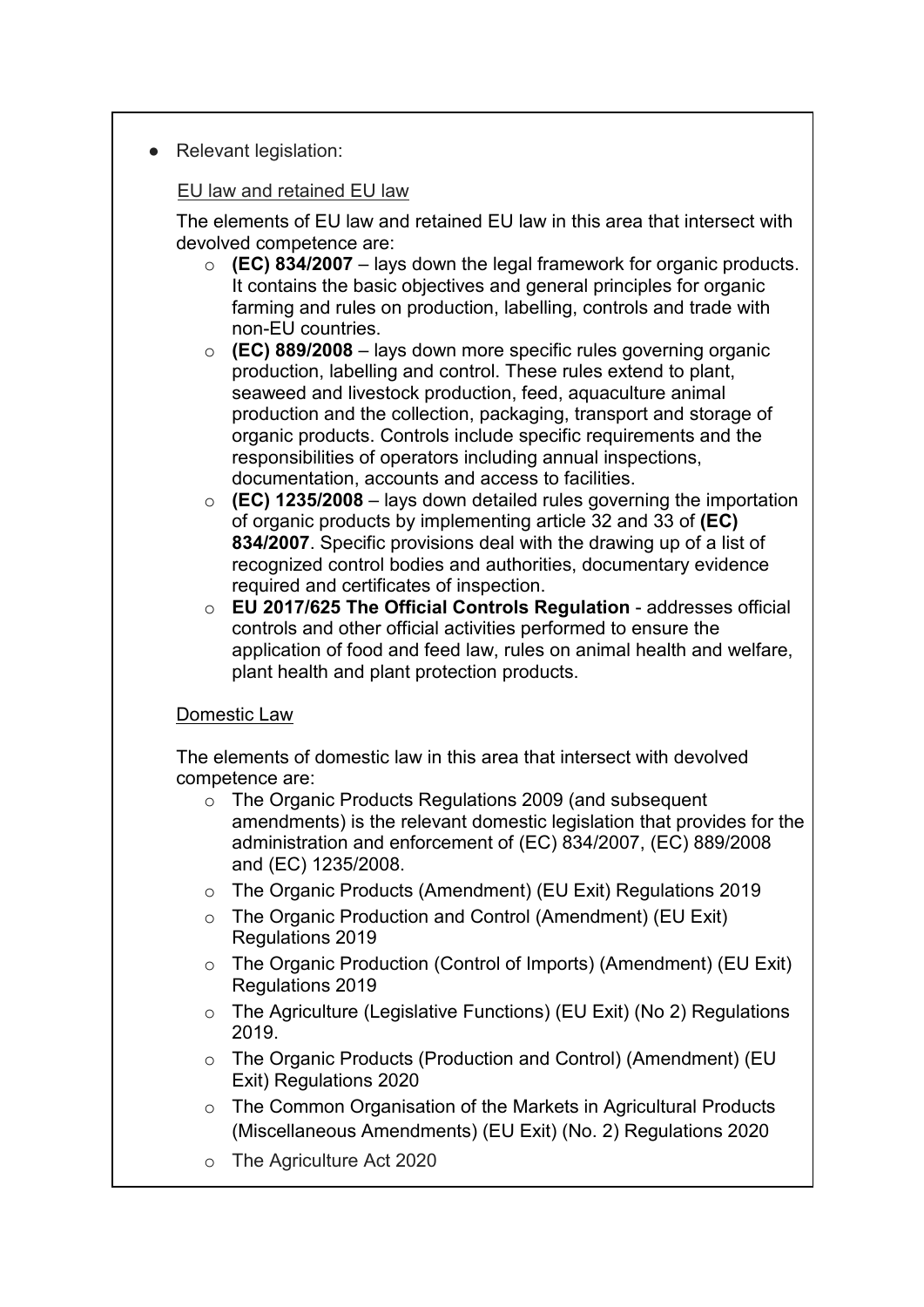- Relevant legislation:

  EU law and retained EU law

  The elements of EU law and retained EU law in this area that intersect with devolved competence are:

  - **(EC) 834/2007** – lays down the legal framework for organic products. It contains the basic objectives and general principles for organic farming and rules on production, labelling, controls and trade with non-EU countries.
  - **(EC) 889/2008** – lays down more specific rules governing organic production, labelling and control. These rules extend to plant, seaweed and livestock production, feed, aquaculture animal production and the collection, packaging, transport and storage of organic products. Controls include specific requirements and the responsibilities of operators including annual inspections, documentation, accounts and access to facilities.
  - **(EC) 1235/2008** – lays down detailed rules governing the importation of organic products by implementing article 32 and 33 of **(EC) 834/2007**. Specific provisions deal with the drawing up of a list of recognized control bodies and authorities, documentary evidence required and certificates of inspection.
  - **EU 2017/625 The Official Controls Regulation** - addresses official controls and other official activities performed to ensure the application of food and feed law, rules on animal health and welfare, plant health and plant protection products.

  Domestic Law

  The elements of domestic law in this area that intersect with devolved competence are:

  - The Organic Products Regulations 2009 (and subsequent amendments) is the relevant domestic legislation that provides for the administration and enforcement of (EC) 834/2007, (EC) 889/2008 and (EC) 1235/2008.
  - The Organic Products (Amendment) (EU Exit) Regulations 2019
  - The Organic Production and Control (Amendment) (EU Exit) Regulations 2019
  - The Organic Production (Control of Imports) (Amendment) (EU Exit) Regulations 2019
  - The Agriculture (Legislative Functions) (EU Exit) (No 2) Regulations 2019.
  - The Organic Products (Production and Control) (Amendment) (EU Exit) Regulations 2020
  - The Common Organisation of the Markets in Agricultural Products (Miscellaneous Amendments) (EU Exit) (No. 2) Regulations 2020
  - The Agriculture Act 2020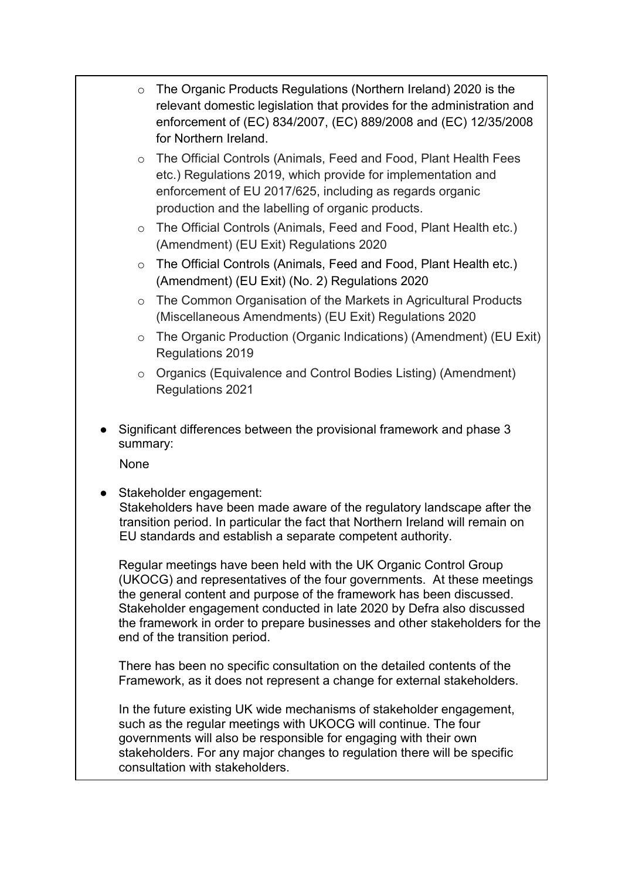- The Organic Products Regulations (Northern Ireland) 2020 is the relevant domestic legislation that provides for the administration and enforcement of (EC) 834/2007, (EC) 889/2008 and (EC) 12/35/2008 for Northern Ireland.
  - The Official Controls (Animals, Feed and Food, Plant Health Fees etc.) Regulations 2019, which provide for implementation and enforcement of EU 2017/625, including as regards organic production and the labelling of organic products.
  - The Official Controls (Animals, Feed and Food, Plant Health etc.) (Amendment) (EU Exit) Regulations 2020
  - The Official Controls (Animals, Feed and Food, Plant Health etc.) (Amendment) (EU Exit) (No. 2) Regulations 2020
  - The Common Organisation of the Markets in Agricultural Products (Miscellaneous Amendments) (EU Exit) Regulations 2020
  - The Organic Production (Organic Indications) (Amendment) (EU Exit) Regulations 2019
  - Organics (Equivalence and Control Bodies Listing) (Amendment) Regulations 2021

- Significant differences between the provisional framework and phase 3 summary:

  None

- Stakeholder engagement:

  Stakeholders have been made aware of the regulatory landscape after the transition period. In particular the fact that Northern Ireland will remain on EU standards and establish a separate competent authority.

  Regular meetings have been held with the UK Organic Control Group (UKOCG) and representatives of the four governments. At these meetings the general content and purpose of the framework has been discussed. Stakeholder engagement conducted in late 2020 by Defra also discussed the framework in order to prepare businesses and other stakeholders for the end of the transition period.

  There has been no specific consultation on the detailed contents of the Framework, as it does not represent a change for external stakeholders.

  In the future existing UK wide mechanisms of stakeholder engagement, such as the regular meetings with UKOCG will continue. The four governments will also be responsible for engaging with their own stakeholders. For any major changes to regulation there will be specific consultation with stakeholders.